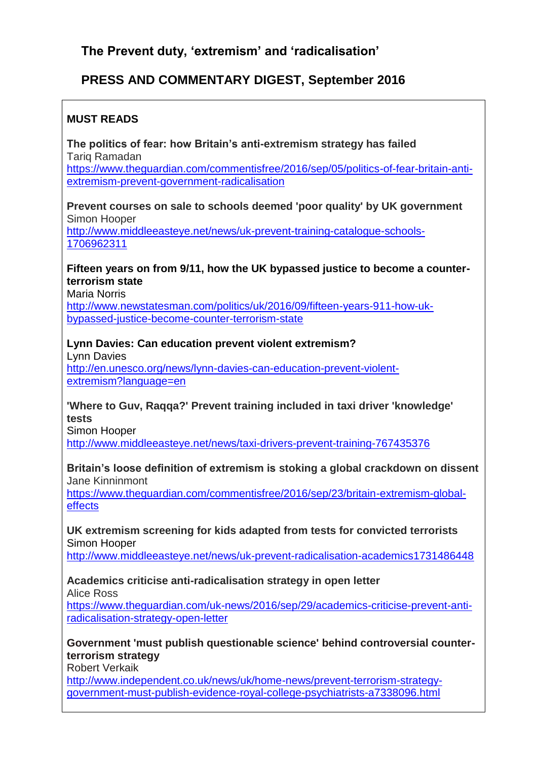# The Prevent duty, 'extremism' and 'radicalisation'

## PRESS AND COMMENTARY DIGEST, September 2016

### MUST READS

**The politics of fear: how Britain's anti-extremism strategy has failed**
Tariq Ramadan
https://www.theguardian.com/commentisfree/2016/sep/05/politics-of-fear-britain-anti-extremism-prevent-government-radicalisation

**Prevent courses on sale to schools deemed 'poor quality' by UK government**
Simon Hooper
http://www.middleeasteye.net/news/uk-prevent-training-catalogue-schools-1706962311

**Fifteen years on from 9/11, how the UK bypassed justice to become a counter-terrorism state**
Maria Norris
http://www.newstatesman.com/politics/uk/2016/09/fifteen-years-911-how-uk-bypassed-justice-become-counter-terrorism-state

**Lynn Davies: Can education prevent violent extremism?**
Lynn Davies
http://en.unesco.org/news/lynn-davies-can-education-prevent-violent-extremism?language=en

**'Where to Guv, Raqqa?' Prevent training included in taxi driver 'knowledge' tests**
Simon Hooper
http://www.middleeasteye.net/news/taxi-drivers-prevent-training-767435376

**Britain's loose definition of extremism is stoking a global crackdown on dissent**
Jane Kinninmont
https://www.theguardian.com/commentisfree/2016/sep/23/britain-extremism-global-effects

**UK extremism screening for kids adapted from tests for convicted terrorists**
Simon Hooper
http://www.middleeasteye.net/news/uk-prevent-radicalisation-academics1731486448

**Academics criticise anti-radicalisation strategy in open letter**
Alice Ross
https://www.theguardian.com/uk-news/2016/sep/29/academics-criticise-prevent-anti-radicalisation-strategy-open-letter

**Government 'must publish questionable science' behind controversial counter-terrorism strategy**
Robert Verkaik
http://www.independent.co.uk/news/uk/home-news/prevent-terrorism-strategy-government-must-publish-evidence-royal-college-psychiatrists-a7338096.html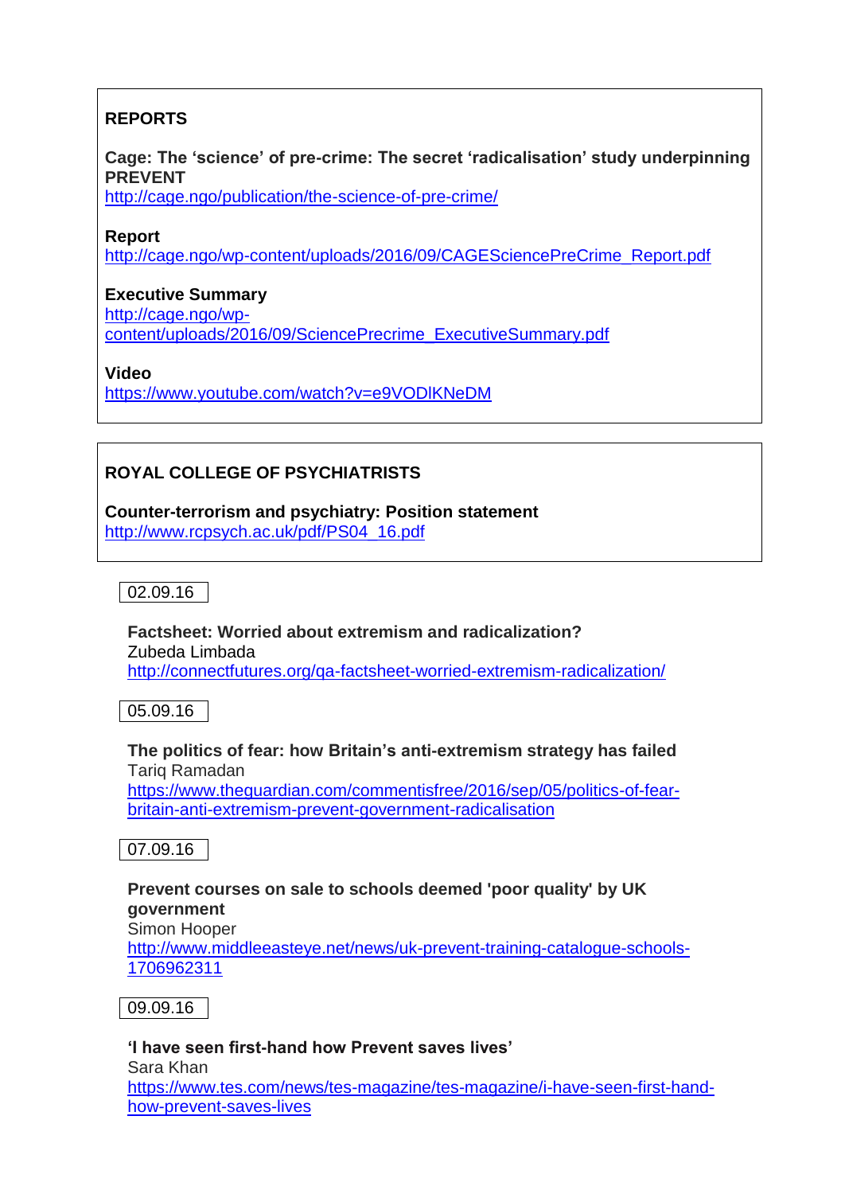## REPORTS

**Cage: The 'science' of pre-crime: The secret 'radicalisation' study underpinning PREVENT**
http://cage.ngo/publication/the-science-of-pre-crime/

**Report**
http://cage.ngo/wp-content/uploads/2016/09/CAGESciencePreCrime_Report.pdf

**Executive Summary**
http://cage.ngo/wp-content/uploads/2016/09/SciencePrecrime_ExecutiveSummary.pdf

**Video**
https://www.youtube.com/watch?v=e9VODlKNeDM

## ROYAL COLLEGE OF PSYCHIATRISTS

**Counter-terrorism and psychiatry: Position statement**
http://www.rcpsych.ac.uk/pdf/PS04_16.pdf

02.09.16

**Factsheet: Worried about extremism and radicalization?**
Zubeda Limbada
http://connectfutures.org/qa-factsheet-worried-extremism-radicalization/

05.09.16

**The politics of fear: how Britain's anti-extremism strategy has failed**
Tariq Ramadan
https://www.theguardian.com/commentisfree/2016/sep/05/politics-of-fear-britain-anti-extremism-prevent-government-radicalisation

07.09.16

**Prevent courses on sale to schools deemed 'poor quality' by UK government**
Simon Hooper
http://www.middleeasteye.net/news/uk-prevent-training-catalogue-schools-1706962311

09.09.16

**'I have seen first-hand how Prevent saves lives'**
Sara Khan
https://www.tes.com/news/tes-magazine/tes-magazine/i-have-seen-first-hand-how-prevent-saves-lives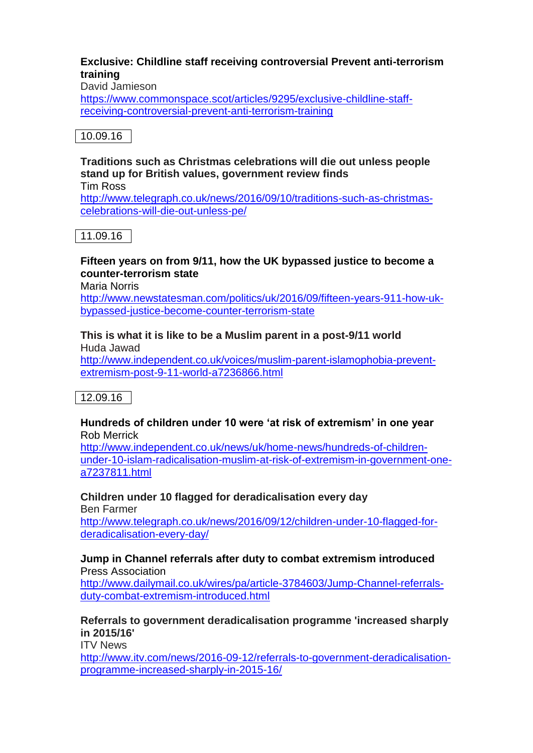**Exclusive: Childline staff receiving controversial Prevent anti-terrorism training**
David Jamieson
https://www.commonspace.scot/articles/9295/exclusive-childline-staff-receiving-controversial-prevent-anti-terrorism-training

10.09.16

**Traditions such as Christmas celebrations will die out unless people stand up for British values, government review finds**
Tim Ross
http://www.telegraph.co.uk/news/2016/09/10/traditions-such-as-christmas-celebrations-will-die-out-unless-pe/

11.09.16

**Fifteen years on from 9/11, how the UK bypassed justice to become a counter-terrorism state**
Maria Norris
http://www.newstatesman.com/politics/uk/2016/09/fifteen-years-911-how-uk-bypassed-justice-become-counter-terrorism-state

**This is what it is like to be a Muslim parent in a post-9/11 world**
Huda Jawad
http://www.independent.co.uk/voices/muslim-parent-islamophobia-prevent-extremism-post-9-11-world-a7236866.html

12.09.16

**Hundreds of children under 10 were 'at risk of extremism' in one year**
Rob Merrick
http://www.independent.co.uk/news/uk/home-news/hundreds-of-children-under-10-islam-radicalisation-muslim-at-risk-of-extremism-in-government-one-a7237811.html

**Children under 10 flagged for deradicalisation every day**
Ben Farmer
http://www.telegraph.co.uk/news/2016/09/12/children-under-10-flagged-for-deradicalisation-every-day/

**Jump in Channel referrals after duty to combat extremism introduced**
Press Association
http://www.dailymail.co.uk/wires/pa/article-3784603/Jump-Channel-referrals-duty-combat-extremism-introduced.html

**Referrals to government deradicalisation programme 'increased sharply in 2015/16'**
ITV News
http://www.itv.com/news/2016-09-12/referrals-to-government-deradicalisation-programme-increased-sharply-in-2015-16/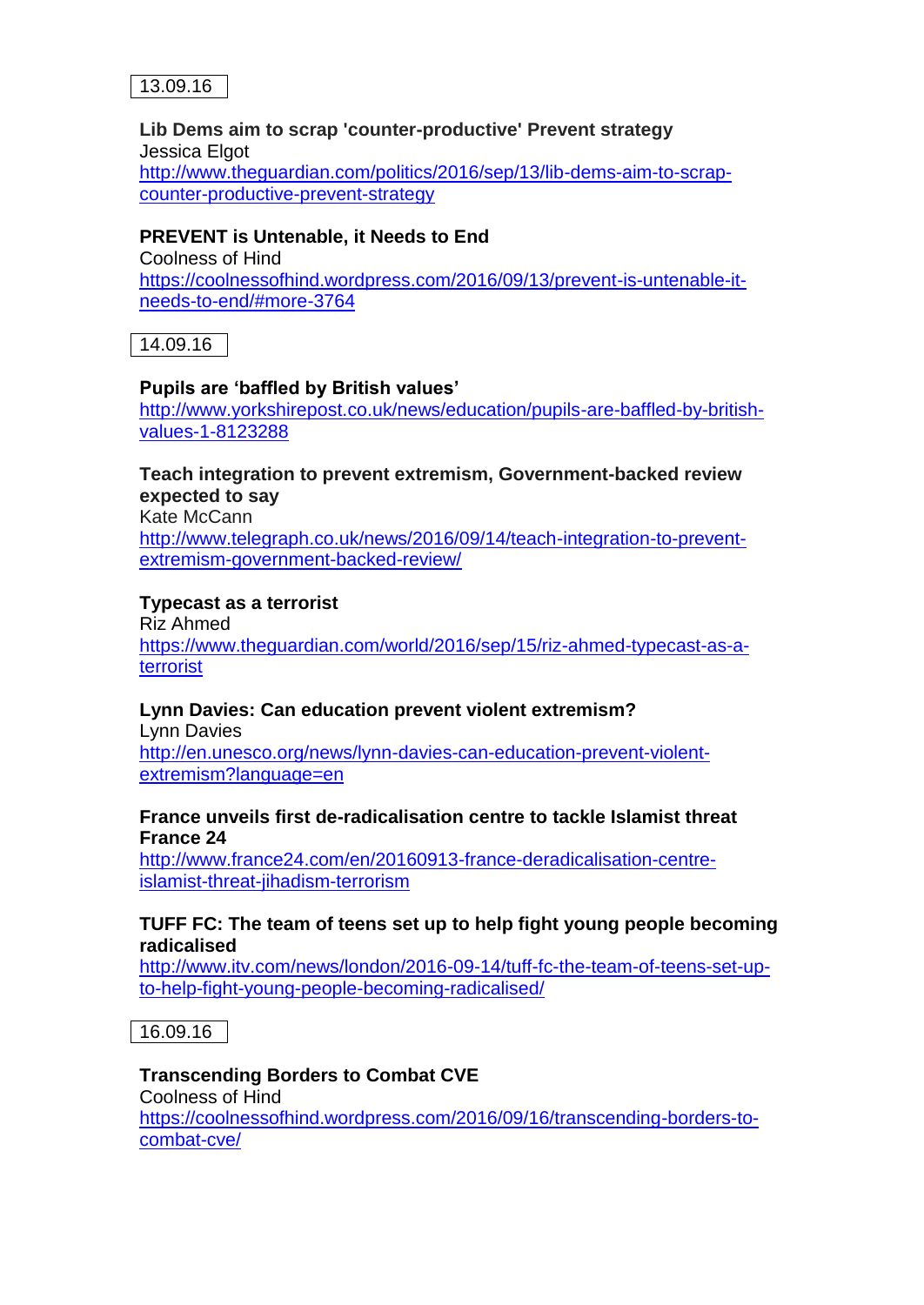13.09.16

**Lib Dems aim to scrap 'counter-productive' Prevent strategy**
Jessica Elgot
http://www.theguardian.com/politics/2016/sep/13/lib-dems-aim-to-scrap-counter-productive-prevent-strategy

**PREVENT is Untenable, it Needs to End**
Coolness of Hind
https://coolnessofhind.wordpress.com/2016/09/13/prevent-is-untenable-it-needs-to-end/#more-3764

14.09.16

**Pupils are 'baffled by British values'**
http://www.yorkshirepost.co.uk/news/education/pupils-are-baffled-by-british-values-1-8123288

**Teach integration to prevent extremism, Government-backed review expected to say**
Kate McCann
http://www.telegraph.co.uk/news/2016/09/14/teach-integration-to-prevent-extremism-government-backed-review/

**Typecast as a terrorist**
Riz Ahmed
https://www.theguardian.com/world/2016/sep/15/riz-ahmed-typecast-as-a-terrorist

**Lynn Davies: Can education prevent violent extremism?**
Lynn Davies
http://en.unesco.org/news/lynn-davies-can-education-prevent-violent-extremism?language=en

**France unveils first de-radicalisation centre to tackle Islamist threat**
**France 24**
http://www.france24.com/en/20160913-france-deradicalisation-centre-islamist-threat-jihadism-terrorism

**TUFF FC: The team of teens set up to help fight young people becoming radicalised**
http://www.itv.com/news/london/2016-09-14/tuff-fc-the-team-of-teens-set-up-to-help-fight-young-people-becoming-radicalised/

16.09.16

**Transcending Borders to Combat CVE**
Coolness of Hind
https://coolnessofhind.wordpress.com/2016/09/16/transcending-borders-to-combat-cve/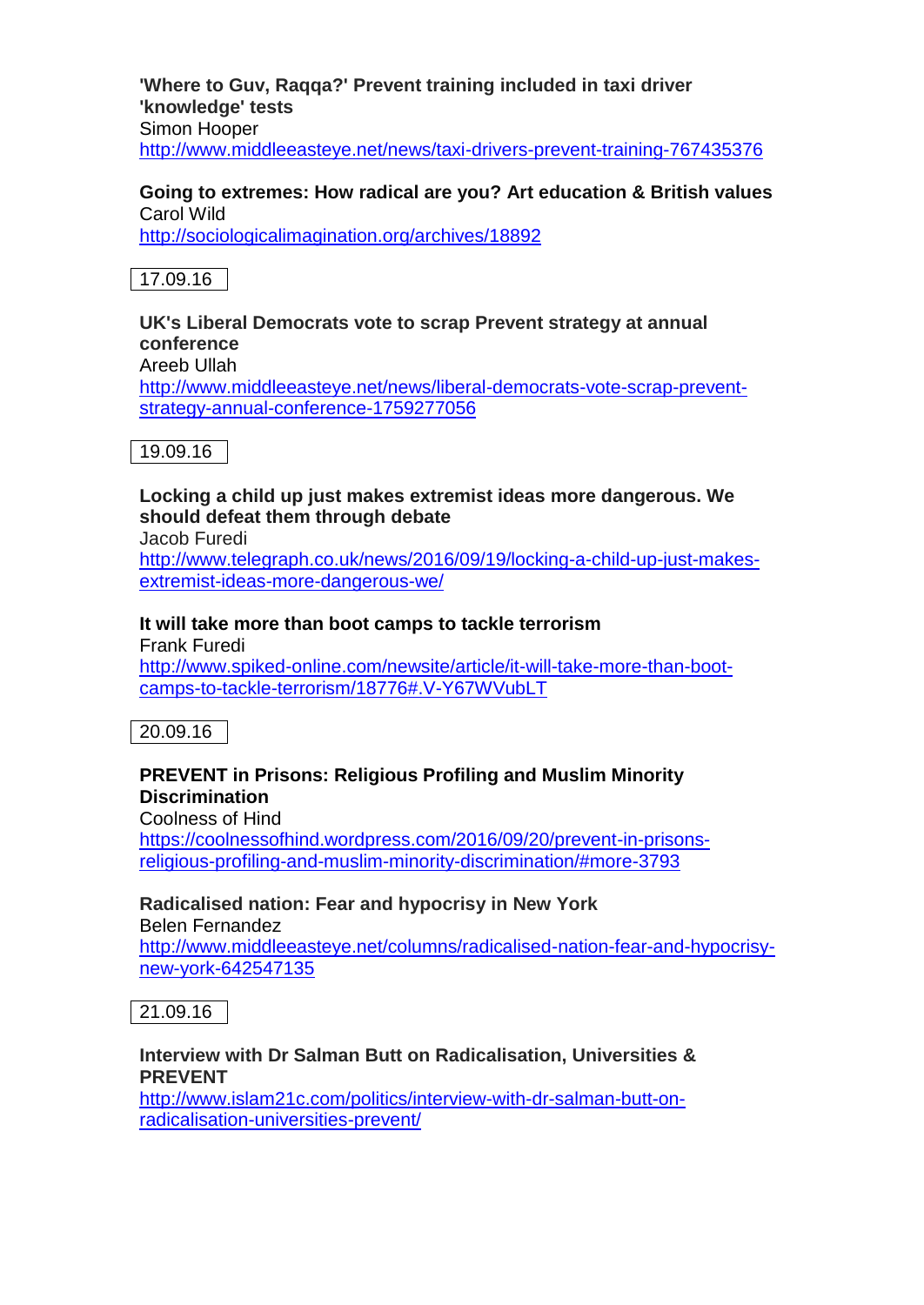**'Where to Guv, Raqqa?' Prevent training included in taxi driver 'knowledge' tests**
Simon Hooper
http://www.middleeasteye.net/news/taxi-drivers-prevent-training-767435376

**Going to extremes: How radical are you? Art education & British values**
Carol Wild
http://sociologicalimagination.org/archives/18892

17.09.16

**UK's Liberal Democrats vote to scrap Prevent strategy at annual conference**
Areeb Ullah
http://www.middleeasteye.net/news/liberal-democrats-vote-scrap-prevent-strategy-annual-conference-1759277056

19.09.16

**Locking a child up just makes extremist ideas more dangerous. We should defeat them through debate**
Jacob Furedi
http://www.telegraph.co.uk/news/2016/09/19/locking-a-child-up-just-makes-extremist-ideas-more-dangerous-we/

**It will take more than boot camps to tackle terrorism**
Frank Furedi
http://www.spiked-online.com/newsite/article/it-will-take-more-than-boot-camps-to-tackle-terrorism/18776#.V-Y67WVubLT

20.09.16

**PREVENT in Prisons: Religious Profiling and Muslim Minority Discrimination**
Coolness of Hind
https://coolnessofhind.wordpress.com/2016/09/20/prevent-in-prisons-religious-profiling-and-muslim-minority-discrimination/#more-3793

**Radicalised nation: Fear and hypocrisy in New York**
Belen Fernandez
http://www.middleeasteye.net/columns/radicalised-nation-fear-and-hypocrisy-new-york-642547135

21.09.16

**Interview with Dr Salman Butt on Radicalisation, Universities & PREVENT**
http://www.islam21c.com/politics/interview-with-dr-salman-butt-on-radicalisation-universities-prevent/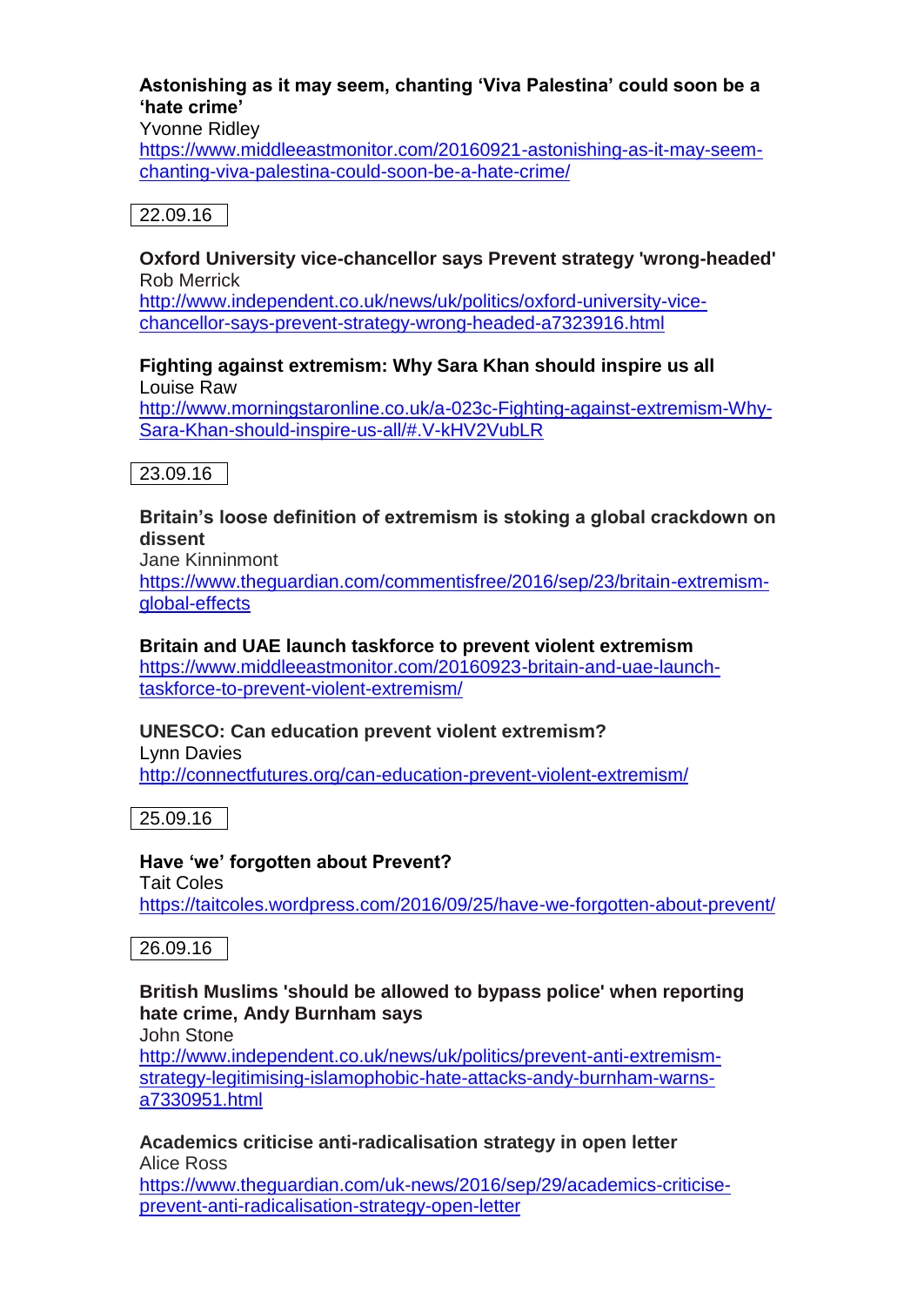**Astonishing as it may seem, chanting 'Viva Palestina' could soon be a 'hate crime'**
Yvonne Ridley
https://www.middleeastmonitor.com/20160921-astonishing-as-it-may-seem-chanting-viva-palestina-could-soon-be-a-hate-crime/

22.09.16

**Oxford University vice-chancellor says Prevent strategy 'wrong-headed'**
Rob Merrick
http://www.independent.co.uk/news/uk/politics/oxford-university-vice-chancellor-says-prevent-strategy-wrong-headed-a7323916.html

**Fighting against extremism: Why Sara Khan should inspire us all**
Louise Raw
http://www.morningstaronline.co.uk/a-023c-Fighting-against-extremism-Why-Sara-Khan-should-inspire-us-all/#.V-kHV2VubLR

23.09.16

**Britain's loose definition of extremism is stoking a global crackdown on dissent**
Jane Kinninmont
https://www.theguardian.com/commentisfree/2016/sep/23/britain-extremism-global-effects

**Britain and UAE launch taskforce to prevent violent extremism**
https://www.middleeastmonitor.com/20160923-britain-and-uae-launch-taskforce-to-prevent-violent-extremism/

**UNESCO: Can education prevent violent extremism?**
Lynn Davies
http://connectfutures.org/can-education-prevent-violent-extremism/

25.09.16

**Have 'we' forgotten about Prevent?**
Tait Coles
https://taitcoles.wordpress.com/2016/09/25/have-we-forgotten-about-prevent/

26.09.16

**British Muslims 'should be allowed to bypass police' when reporting hate crime, Andy Burnham says**
John Stone
http://www.independent.co.uk/news/uk/politics/prevent-anti-extremism-strategy-legitimising-islamophobic-hate-attacks-andy-burnham-warns-a7330951.html

**Academics criticise anti-radicalisation strategy in open letter**
Alice Ross
https://www.theguardian.com/uk-news/2016/sep/29/academics-criticise-prevent-anti-radicalisation-strategy-open-letter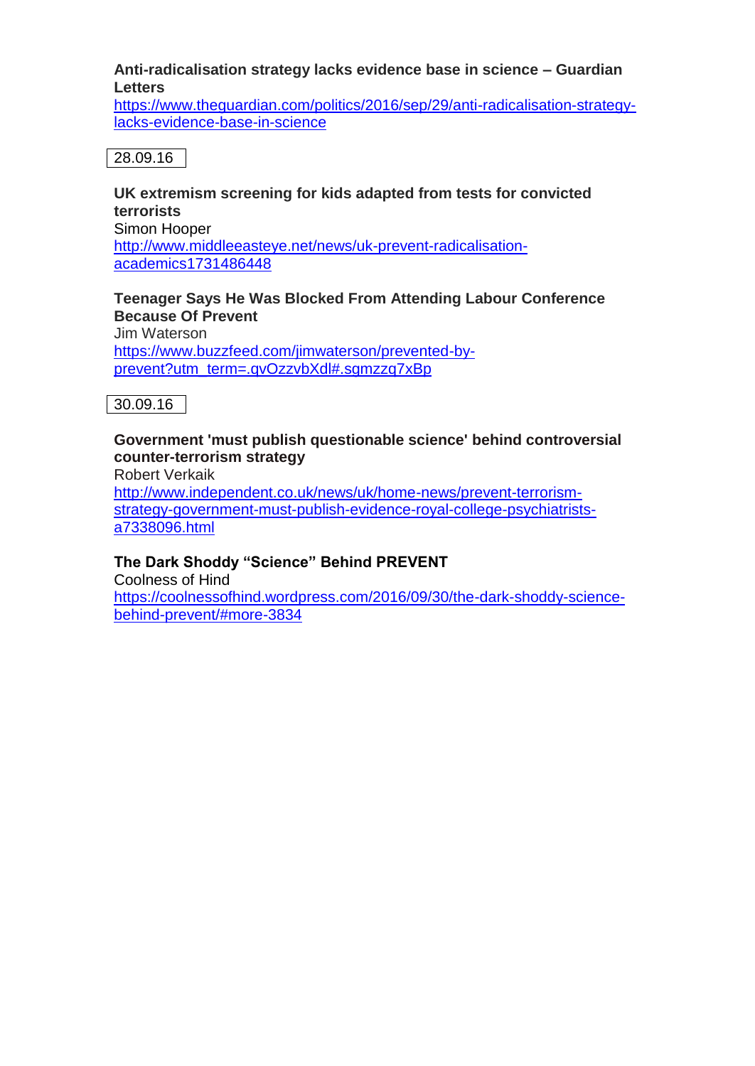**Anti-radicalisation strategy lacks evidence base in science – Guardian Letters**
https://www.theguardian.com/politics/2016/sep/29/anti-radicalisation-strategy-lacks-evidence-base-in-science

28.09.16

**UK extremism screening for kids adapted from tests for convicted terrorists**
Simon Hooper
http://www.middleeasteye.net/news/uk-prevent-radicalisation-academics1731486448

**Teenager Says He Was Blocked From Attending Labour Conference Because Of Prevent**
Jim Waterson
https://www.buzzfeed.com/jimwaterson/prevented-by-prevent?utm_term=.qvOzzvbXdl#.sgmzzq7xBp

30.09.16

**Government 'must publish questionable science' behind controversial counter-terrorism strategy**
Robert Verkaik
http://www.independent.co.uk/news/uk/home-news/prevent-terrorism-strategy-government-must-publish-evidence-royal-college-psychiatrists-a7338096.html

**The Dark Shoddy "Science" Behind PREVENT**
Coolness of Hind
https://coolnessofhind.wordpress.com/2016/09/30/the-dark-shoddy-science-behind-prevent/#more-3834